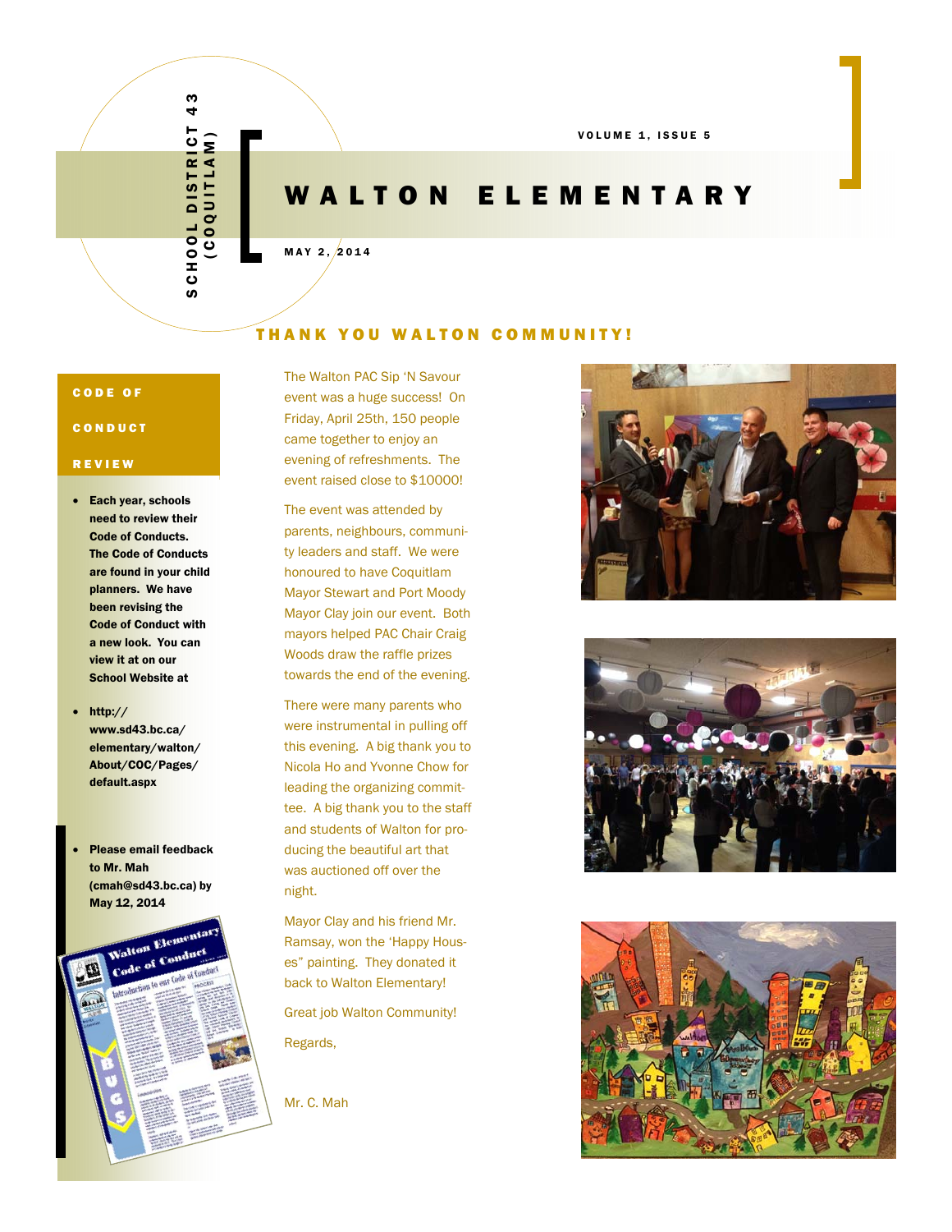SCHOOL DISTRICT 43 (COQUITLAM)

VOLUME 1, ISSUE 5

# WALTON ELEMENTARY

MAY 2, 2014

## THANK YOU WALTON COMMUNITY!

The Walton PAC Sip 'N Savour event was a huge success! On Friday, April 25th, 150 people came together to enjoy an evening of refreshments. The event raised close to $10000!

The event was attended by parents, neighbours, community leaders and staff. We were honoured to have Coquitlam Mayor Stewart and Port Moody Mayor Clay join our event. Both mayors helped PAC Chair Craig Woods draw the raffle prizes towards the end of the evening.

There were many parents who were instrumental in pulling off this evening. A big thank you to Nicola Ho and Yvonne Chow for leading the organizing committee. A big thank you to the staff and students of Walton for producing the beautiful art that was auctioned off over the night.

Mayor Clay and his friend Mr. Ramsay, won the 'Happy Houses" painting. They donated it back to Walton Elementary!

Great job Walton Community!

Regards,

Mr. C. Mah

## CODE OF CONDUCT REVIEW

- **Each year, schools need to review their Code of Conducts. The Code of Conducts are found in your child planners. We have been revising the Code of Conduct with a new look. You can view it at on our School Website at**
- **http://www.sd43.bc.ca/elementary/walton/About/COC/Pages/default.aspx**
- **Please email feedback to Mr. Mah (cmah@sd43.bc.ca) by May 12, 2014**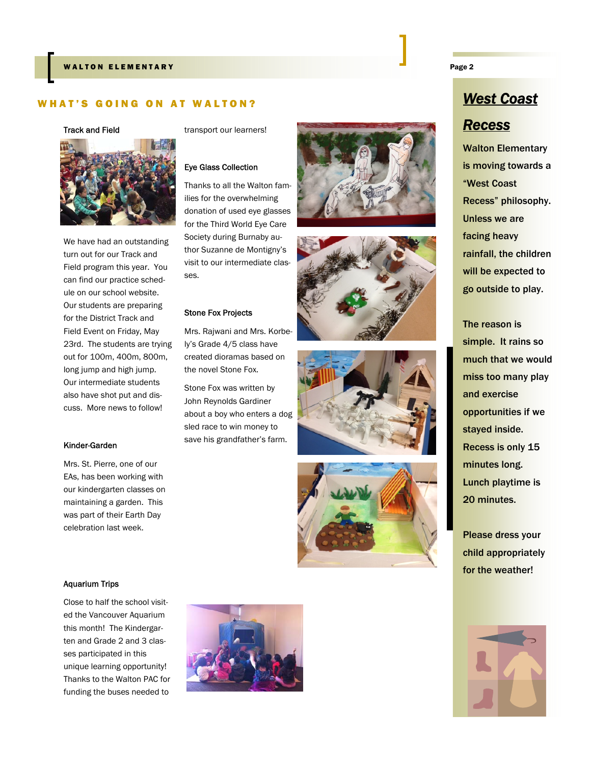## WHAT'S GOING ON AT WALTON?

### Track and Field

We have had an outstanding turn out for our Track and Field program this year. You can find our practice schedule on our school website. Our students are preparing for the District Track and Field Event on Friday, May 23rd. The students are trying out for 100m, 400m, 800m, long jump and high jump. Our intermediate students also have shot put and discuss. More news to follow!

### Kinder-Garden

Mrs. St. Pierre, one of our EAs, has been working with our kindergarten classes on maintaining a garden. This was part of their Earth Day celebration last week.

### Aquarium Trips

Close to half the school visited the Vancouver Aquarium this month! The Kindergarten and Grade 2 and 3 classes participated in this unique learning opportunity! Thanks to the Walton PAC for funding the buses needed to transport our learners!

### Eye Glass Collection

Thanks to all the Walton families for the overwhelming donation of used eye glasses for the Third World Eye Care Society during Burnaby author Suzanne de Montigny's visit to our intermediate classes.

### Stone Fox Projects

Mrs. Rajwani and Mrs. Korbely's Grade 4/5 class have created dioramas based on the novel Stone Fox.

Stone Fox was written by John Reynolds Gardiner about a boy who enters a dog sled race to win money to save his grandfather's farm.

## *West Coast Recess*

**Walton Elementary is moving towards a "West Coast Recess" philosophy. Unless we are facing heavy rainfall, the children will be expected to go outside to play.**

**The reason is simple. It rains so much that we would miss too many play and exercise opportunities if we stayed inside. Recess is only 15 minutes long. Lunch playtime is 20 minutes.**

**Please dress your child appropriately for the weather!**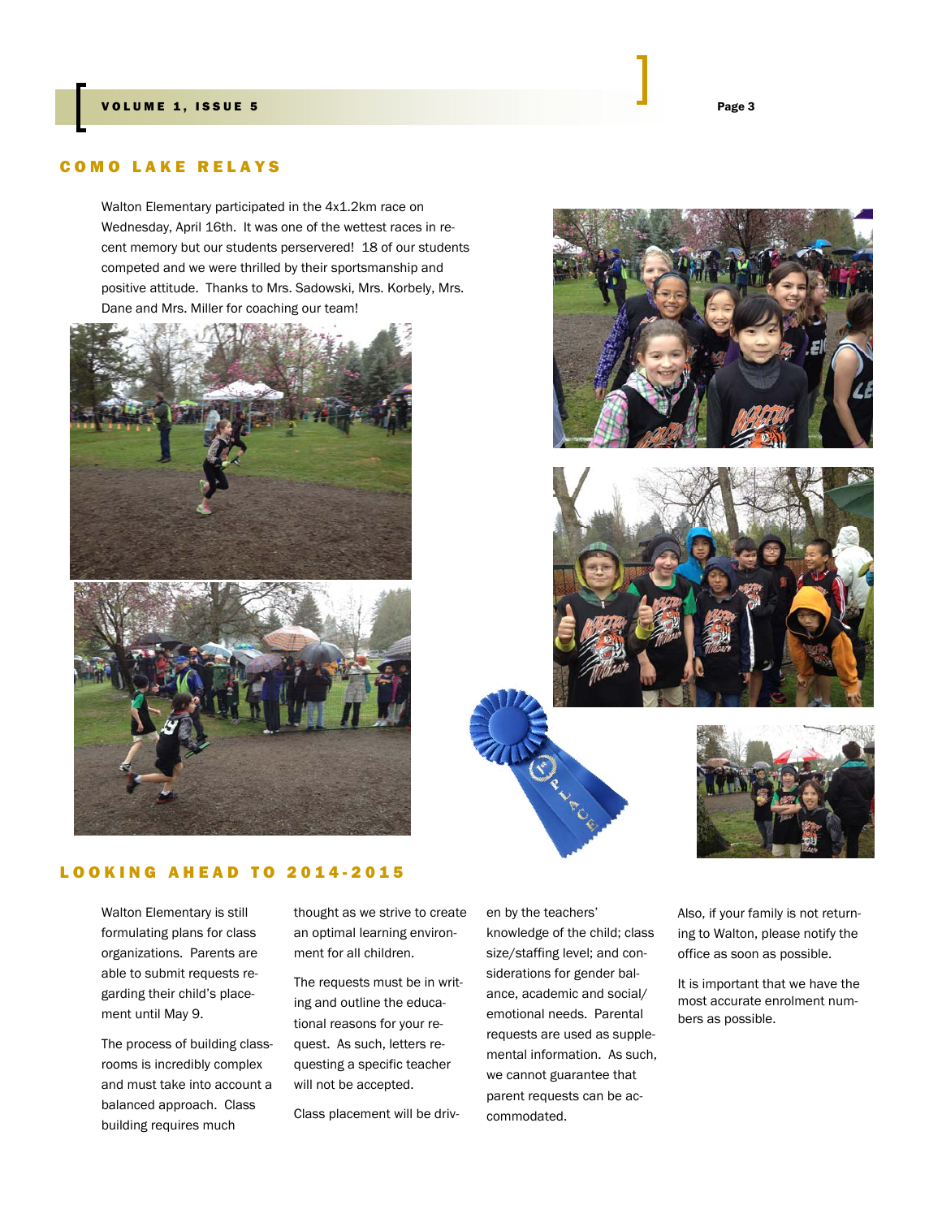## COMO LAKE RELAYS

Walton Elementary participated in the 4x1.2km race on Wednesday, April 16th. It was one of the wettest races in recent memory but our students perservered! 18 of our students competed and we were thrilled by their sportsmanship and positive attitude. Thanks to Mrs. Sadowski, Mrs. Korbely, Mrs. Dane and Mrs. Miller for coaching our team!

## LOOKING AHEAD TO 2014-2015

Walton Elementary is still formulating plans for class organizations. Parents are able to submit requests regarding their child's placement until May 9.

The process of building classrooms is incredibly complex and must take into account a balanced approach. Class building requires much thought as we strive to create an optimal learning environment for all children.

The requests must be in writing and outline the educational reasons for your request. As such, letters requesting a specific teacher will not be accepted.

Class placement will be driven by the teachers' knowledge of the child; class size/staffing level; and considerations for gender balance, academic and social/emotional needs. Parental requests are used as supplemental information. As such, we cannot guarantee that parent requests can be accommodated.

Also, if your family is not returning to Walton, please notify the office as soon as possible.

It is important that we have the most accurate enrolment numbers as possible.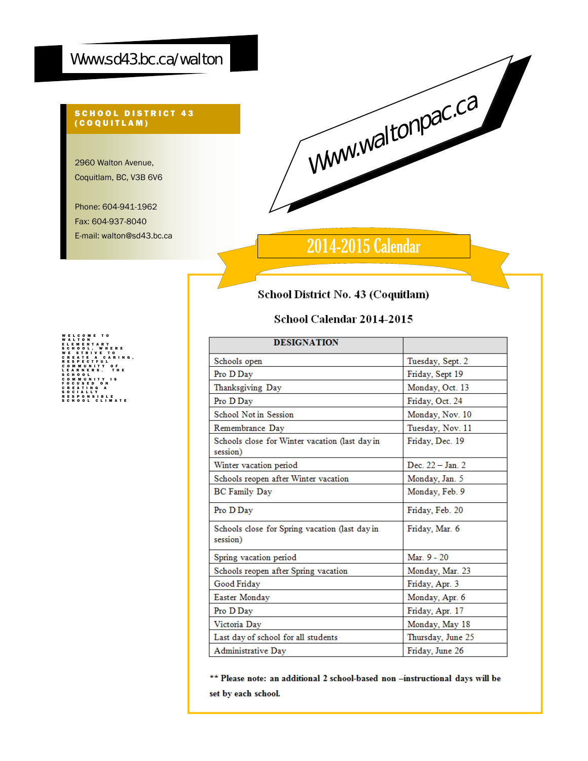Www.sd43.bc.ca/walton

**SCHOOL DISTRICT 43 (COQUITLAM)**

2960 Walton Avenue,
Coquitlam, BC, V3B 6V6

Phone: 604-941-1962
Fax: 604-937-8040
E-mail: walton@sd43.bc.ca

WELCOME TO WALTON ELEMENTARY SCHOOL, WHERE WE STRIVE TO CREATE A CARING, RESPECTFUL COMMUNITY OF LEARNERS. THE SCHOOL COMMUNITY IS FOCUSED ON CREATING A SOCIALLY RESPONSIBLE SCHOOL CLIMATE

Www.waltonpac.ca

# 2014-2015 Calendar

## School District No. 43 (Coquitlam)

## School Calendar 2014-2015

| DESIGNATION | |
|---|---|
| Schools open | Tuesday, Sept. 2 |
| Pro D Day | Friday, Sept 19 |
| Thanksgiving Day | Monday, Oct. 13 |
| Pro D Day | Friday, Oct. 24 |
| School Not in Session | Monday, Nov. 10 |
| Remembrance Day | Tuesday, Nov. 11 |
| Schools close for Winter vacation (last day in session) | Friday, Dec. 19 |
| Winter vacation period | Dec. 22 – Jan. 2 |
| Schools reopen after Winter vacation | Monday, Jan. 5 |
| BC Family Day | Monday, Feb. 9 |
| Pro D Day | Friday, Feb. 20 |
| Schools close for Spring vacation (last day in session) | Friday, Mar. 6 |
| Spring vacation period | Mar. 9 - 20 |
| Schools reopen after Spring vacation | Monday, Mar. 23 |
| Good Friday | Friday, Apr. 3 |
| Easter Monday | Monday, Apr. 6 |
| Pro D Day | Friday, Apr. 17 |
| Victoria Day | Monday, May 18 |
| Last day of school for all students | Thursday, June 25 |
| Administrative Day | Friday, June 26 |

**\*\* Please note: an additional 2 school-based non –instructional days will be set by each school.**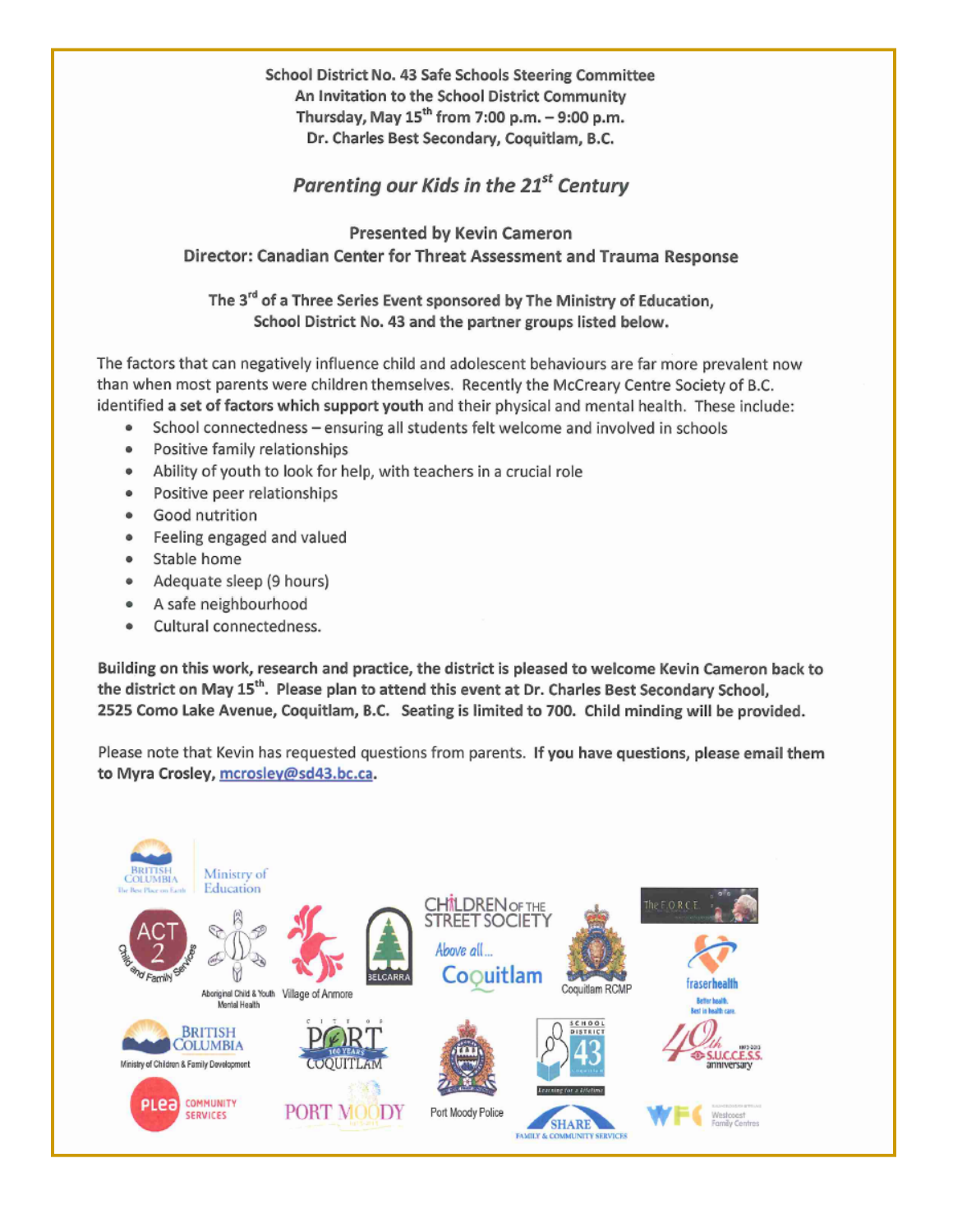**School District No. 43 Safe Schools Steering Committee**
**An Invitation to the School District Community**
**Thursday, May 15th from 7:00 p.m. – 9:00 p.m.**
**Dr. Charles Best Secondary, Coquitlam, B.C.**

## *Parenting our Kids in the 21st Century*

**Presented by Kevin Cameron**
**Director: Canadian Center for Threat Assessment and Trauma Response**

**The 3rd of a Three Series Event sponsored by The Ministry of Education, School District No. 43 and the partner groups listed below.**

The factors that can negatively influence child and adolescent behaviours are far more prevalent now than when most parents were children themselves. Recently the McCreary Centre Society of B.C. identified **a set of factors which support youth** and their physical and mental health. These include:

- School connectedness – ensuring all students felt welcome and involved in schools
- Positive family relationships
- Ability of youth to look for help, with teachers in a crucial role
- Positive peer relationships
- Good nutrition
- Feeling engaged and valued
- Stable home
- Adequate sleep (9 hours)
- A safe neighbourhood
- Cultural connectedness.

**Building on this work, research and practice, the district is pleased to welcome Kevin Cameron back to the district on May 15th. Please plan to attend this event at Dr. Charles Best Secondary School, 2525 Como Lake Avenue, Coquitlam, B.C. Seating is limited to 700. Child minding will be provided.**

Please note that Kevin has requested questions from parents. **If you have questions, please email them to Myra Crosley, mcrosley@sd43.bc.ca.**

British Columbia Ministry of Education · ACT 2 Child and Family Services · Aboriginal Child & Youth Mental Health · Village of Anmore · Belcarra · Children of the Street Society · Above all... Coquitlam · Coquitlam RCMP · The F.O.R.C.E. · fraserhealth · British Columbia Ministry of Children & Family Development · City of Port Coquitlam · Port Moody Police · School District 43 · S.U.C.C.E.S.S. 40th anniversary · PLEA Community Services · Port Moody · SHARE Family & Community Services · Westcoast Family Centres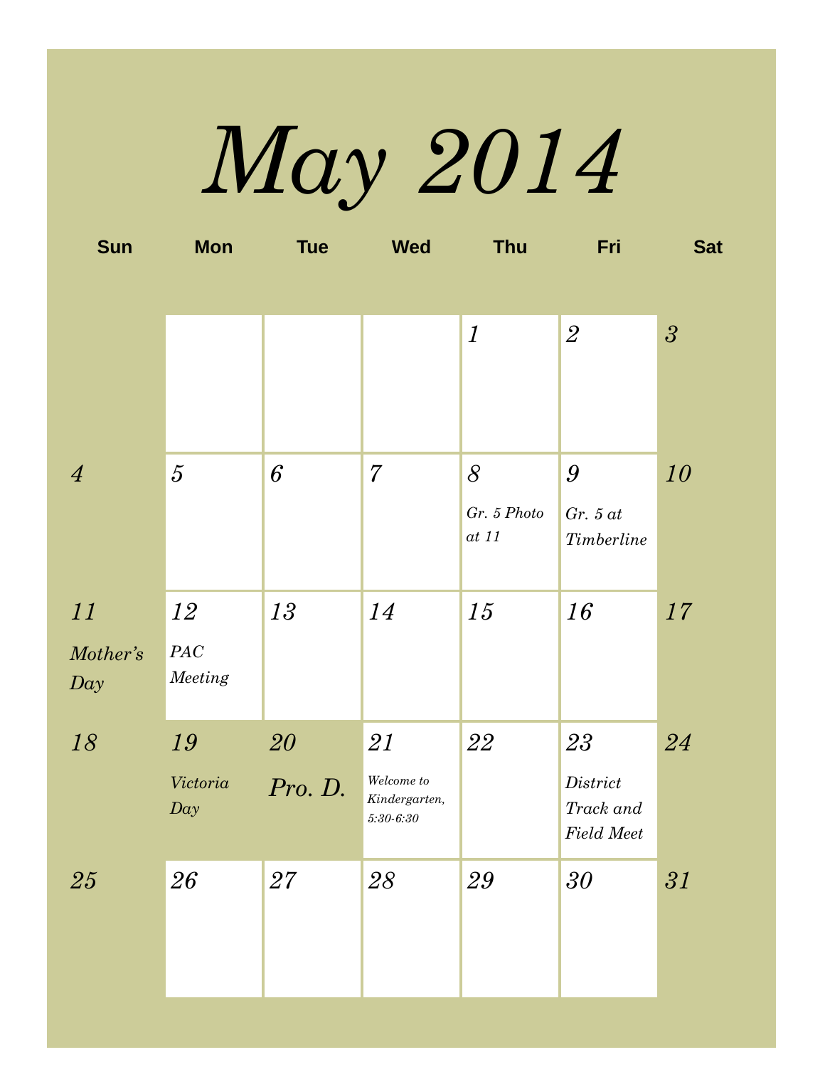# May 2014

| Sun | Mon | Tue | Wed | Thu | Fri | Sat |
|---|---|---|---|---|---|---|
| | | | | 1 | 2 | 3 |
| 4 | 5 | 6 | 7 | 8 Gr. 5 Photo at 11 | 9 Gr. 5 at Timberline | 10 |
| 11 Mother's Day | 12 PAC Meeting | 13 | 14 | 15 | 16 | 17 |
| 18 | 19 Victoria Day | 20 Pro. D. | 21 Welcome to Kindergarten, 5:30-6:30 | 22 | 23 District Track and Field Meet | 24 |
| 25 | 26 | 27 | 28 | 29 | 30 | 31 |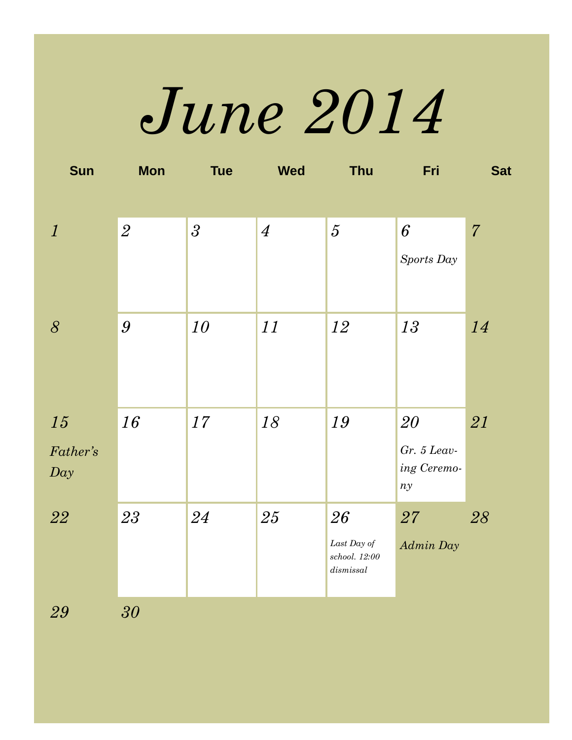# June 2014

| Sun | Mon | Tue | Wed | Thu | Fri | Sat |
|---|---|---|---|---|---|---|
| 1 | 2 | 3 | 4 | 5 | 6<br>*Sports Day* | 7 |
| 8 | 9 | 10 | 11 | 12 | 13 | 14 |
| 15<br>*Father's Day* | 16 | 17 | 18 | 19 | 20<br>*Gr. 5 Leaving Ceremony* | 21 |
| 22 | 23 | 24 | 25 | 26<br>*Last Day of school. 12:00 dismissal* | 27<br>*Admin Day* | 28 |
| 29 | 30 | | | | | |